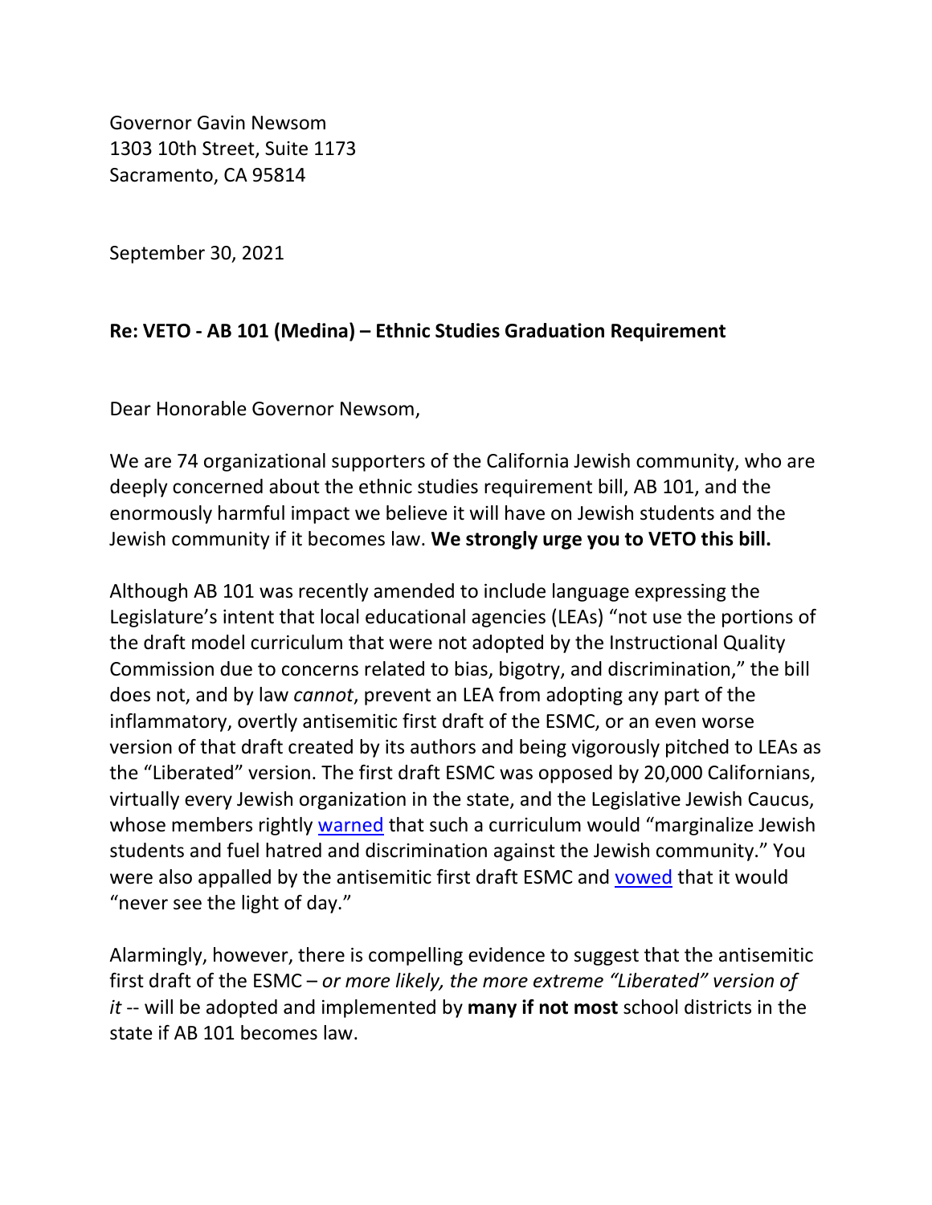Governor Gavin Newsom
1303 10th Street, Suite 1173
Sacramento, CA 95814

September 30, 2021

**Re: VETO - AB 101 (Medina) – Ethnic Studies Graduation Requirement**

Dear Honorable Governor Newsom,

We are 74 organizational supporters of the California Jewish community, who are deeply concerned about the ethnic studies requirement bill, AB 101, and the enormously harmful impact we believe it will have on Jewish students and the Jewish community if it becomes law. **We strongly urge you to VETO this bill.**

Although AB 101 was recently amended to include language expressing the Legislature's intent that local educational agencies (LEAs) "not use the portions of the draft model curriculum that were not adopted by the Instructional Quality Commission due to concerns related to bias, bigotry, and discrimination," the bill does not, and by law *cannot*, prevent an LEA from adopting any part of the inflammatory, overtly antisemitic first draft of the ESMC, or an even worse version of that draft created by its authors and being vigorously pitched to LEAs as the "Liberated" version. The first draft ESMC was opposed by 20,000 Californians, virtually every Jewish organization in the state, and the Legislative Jewish Caucus, whose members rightly warned that such a curriculum would "marginalize Jewish students and fuel hatred and discrimination against the Jewish community." You were also appalled by the antisemitic first draft ESMC and vowed that it would "never see the light of day."

Alarmingly, however, there is compelling evidence to suggest that the antisemitic first draft of the ESMC – *or more likely, the more extreme "Liberated" version of it* -- will be adopted and implemented by **many if not most** school districts in the state if AB 101 becomes law.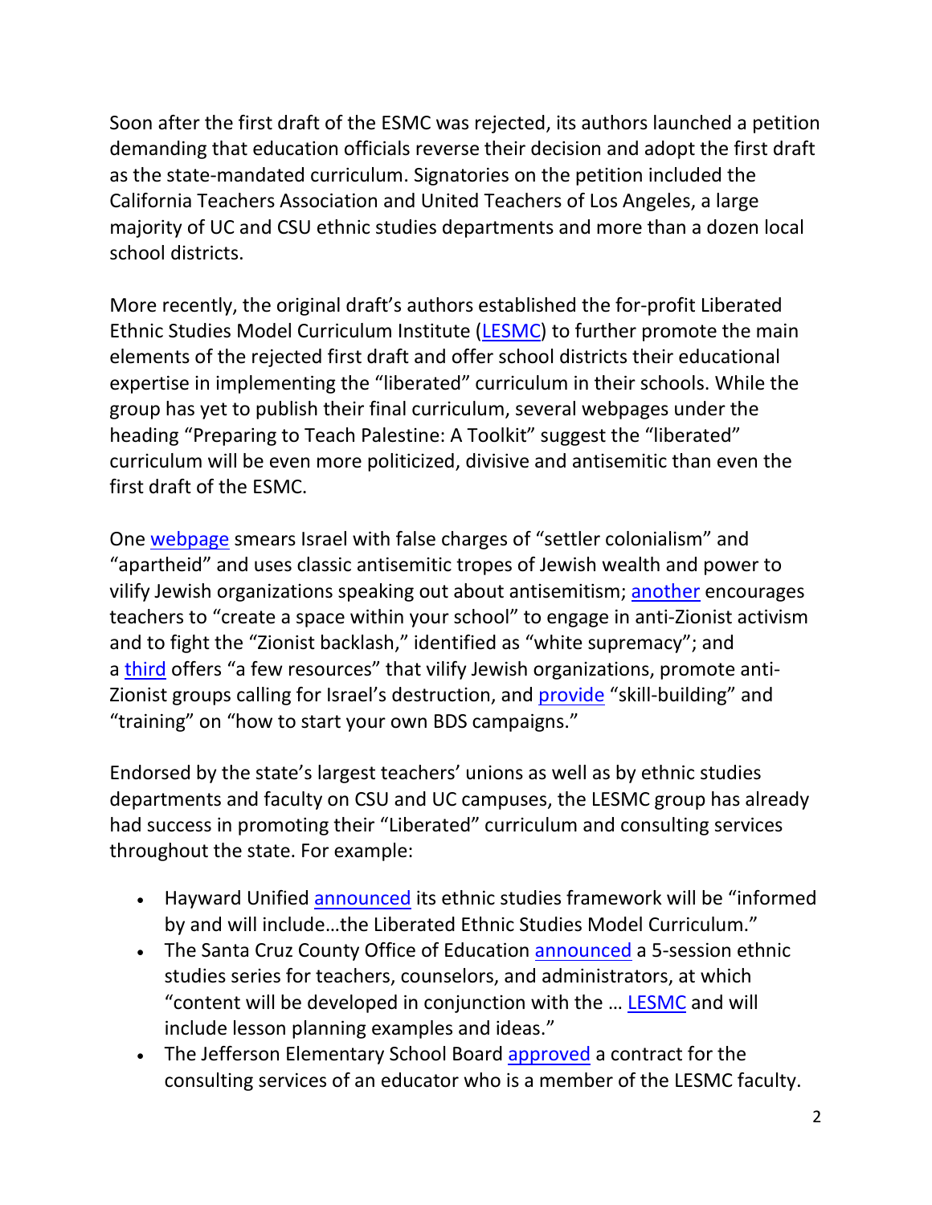Soon after the first draft of the ESMC was rejected, its authors launched a petition demanding that education officials reverse their decision and adopt the first draft as the state-mandated curriculum. Signatories on the petition included the California Teachers Association and United Teachers of Los Angeles, a large majority of UC and CSU ethnic studies departments and more than a dozen local school districts.

More recently, the original draft's authors established the for-profit Liberated Ethnic Studies Model Curriculum Institute (LESMC) to further promote the main elements of the rejected first draft and offer school districts their educational expertise in implementing the "liberated" curriculum in their schools. While the group has yet to publish their final curriculum, several webpages under the heading "Preparing to Teach Palestine: A Toolkit" suggest the "liberated" curriculum will be even more politicized, divisive and antisemitic than even the first draft of the ESMC.

One webpage smears Israel with false charges of "settler colonialism" and "apartheid" and uses classic antisemitic tropes of Jewish wealth and power to vilify Jewish organizations speaking out about antisemitism; another encourages teachers to "create a space within your school" to engage in anti-Zionist activism and to fight the "Zionist backlash," identified as "white supremacy"; and a third offers "a few resources" that vilify Jewish organizations, promote anti-Zionist groups calling for Israel's destruction, and provide "skill-building" and "training" on "how to start your own BDS campaigns."

Endorsed by the state's largest teachers' unions as well as by ethnic studies departments and faculty on CSU and UC campuses, the LESMC group has already had success in promoting their "Liberated" curriculum and consulting services throughout the state. For example:

- Hayward Unified announced its ethnic studies framework will be "informed by and will include…the Liberated Ethnic Studies Model Curriculum."
- The Santa Cruz County Office of Education announced a 5-session ethnic studies series for teachers, counselors, and administrators, at which "content will be developed in conjunction with the … LESMC and will include lesson planning examples and ideas."
- The Jefferson Elementary School Board approved a contract for the consulting services of an educator who is a member of the LESMC faculty.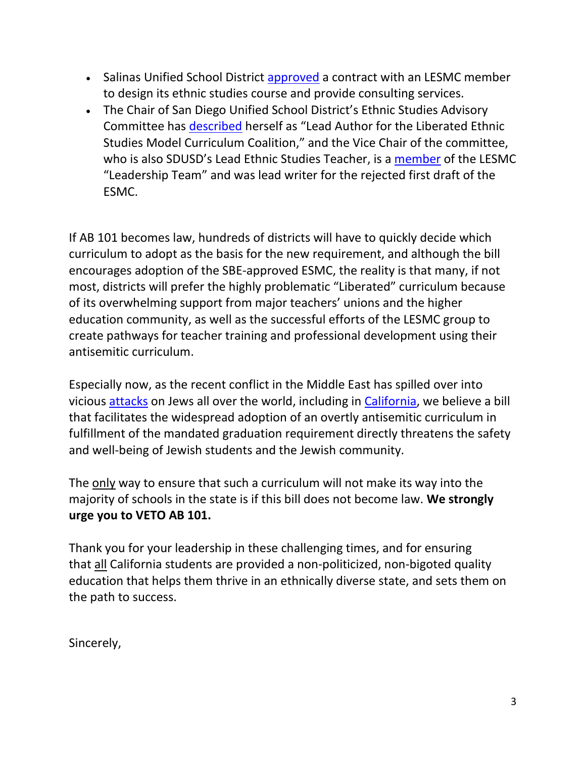- Salinas Unified School District approved a contract with an LESMC member to design its ethnic studies course and provide consulting services.
- The Chair of San Diego Unified School District's Ethnic Studies Advisory Committee has described herself as "Lead Author for the Liberated Ethnic Studies Model Curriculum Coalition," and the Vice Chair of the committee, who is also SDUSD's Lead Ethnic Studies Teacher, is a member of the LESMC "Leadership Team" and was lead writer for the rejected first draft of the ESMC.

If AB 101 becomes law, hundreds of districts will have to quickly decide which curriculum to adopt as the basis for the new requirement, and although the bill encourages adoption of the SBE-approved ESMC, the reality is that many, if not most, districts will prefer the highly problematic "Liberated" curriculum because of its overwhelming support from major teachers' unions and the higher education community, as well as the successful efforts of the LESMC group to create pathways for teacher training and professional development using their antisemitic curriculum.

Especially now, as the recent conflict in the Middle East has spilled over into vicious attacks on Jews all over the world, including in California, we believe a bill that facilitates the widespread adoption of an overtly antisemitic curriculum in fulfillment of the mandated graduation requirement directly threatens the safety and well-being of Jewish students and the Jewish community.

The only way to ensure that such a curriculum will not make its way into the majority of schools in the state is if this bill does not become law. **We strongly urge you to VETO AB 101.**

Thank you for your leadership in these challenging times, and for ensuring that all California students are provided a non-politicized, non-bigoted quality education that helps them thrive in an ethnically diverse state, and sets them on the path to success.

Sincerely,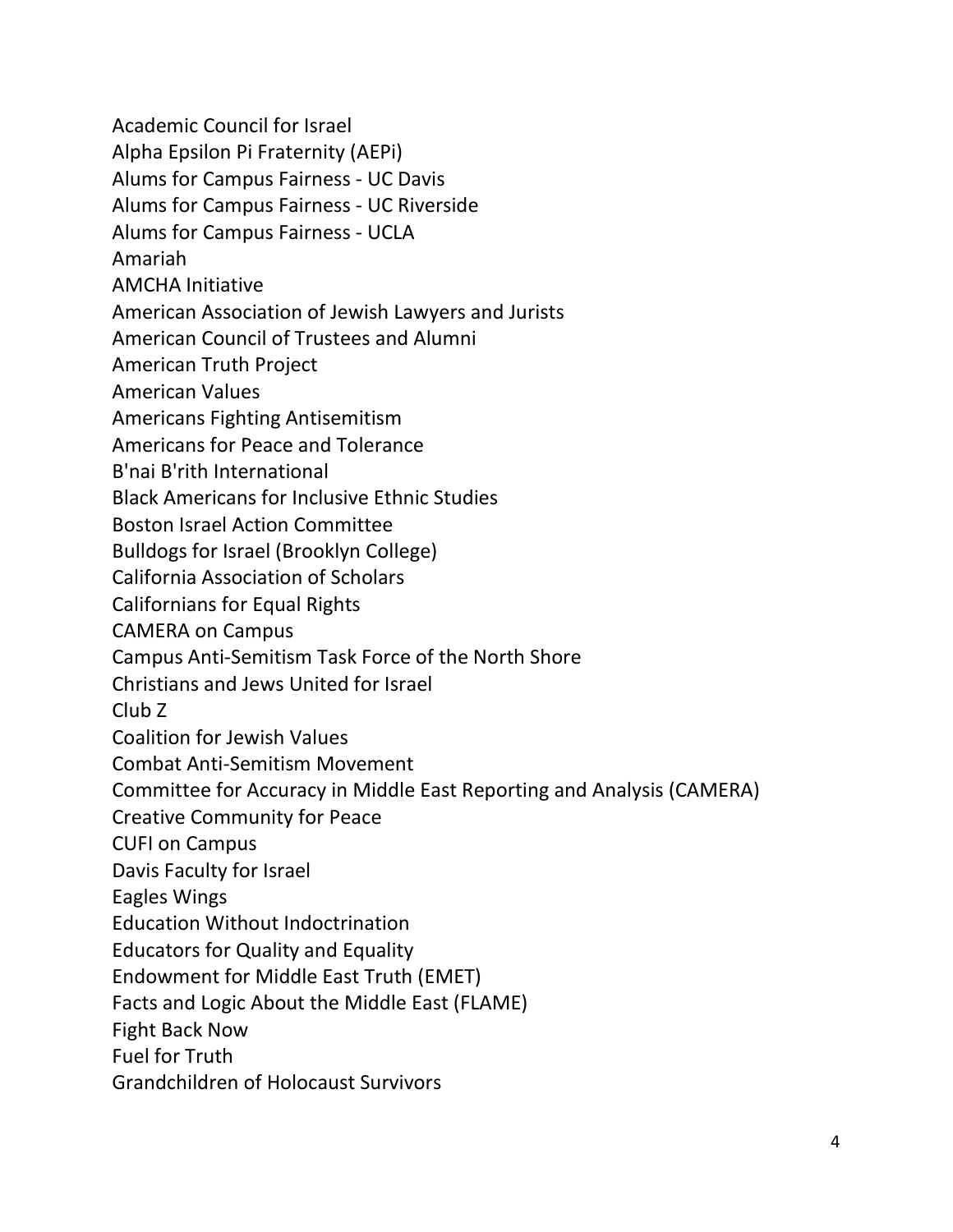Academic Council for Israel
Alpha Epsilon Pi Fraternity (AEPi)
Alums for Campus Fairness - UC Davis
Alums for Campus Fairness - UC Riverside
Alums for Campus Fairness - UCLA
Amariah
AMCHA Initiative
American Association of Jewish Lawyers and Jurists
American Council of Trustees and Alumni
American Truth Project
American Values
Americans Fighting Antisemitism
Americans for Peace and Tolerance
B'nai B'rith International
Black Americans for Inclusive Ethnic Studies
Boston Israel Action Committee
Bulldogs for Israel (Brooklyn College)
California Association of Scholars
Californians for Equal Rights
CAMERA on Campus
Campus Anti-Semitism Task Force of the North Shore
Christians and Jews United for Israel
Club Z
Coalition for Jewish Values
Combat Anti-Semitism Movement
Committee for Accuracy in Middle East Reporting and Analysis (CAMERA)
Creative Community for Peace
CUFI on Campus
Davis Faculty for Israel
Eagles Wings
Education Without Indoctrination
Educators for Quality and Equality
Endowment for Middle East Truth (EMET)
Facts and Logic About the Middle East (FLAME)
Fight Back Now
Fuel for Truth
Grandchildren of Holocaust Survivors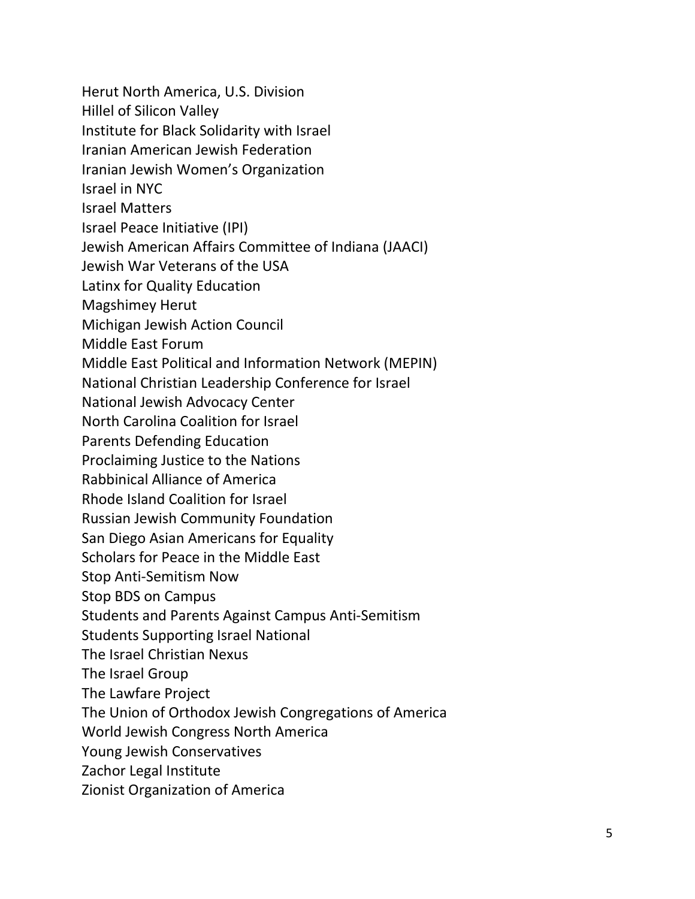Herut North America, U.S. Division
Hillel of Silicon Valley
Institute for Black Solidarity with Israel
Iranian American Jewish Federation
Iranian Jewish Women's Organization
Israel in NYC
Israel Matters
Israel Peace Initiative (IPI)
Jewish American Affairs Committee of Indiana (JAACI)
Jewish War Veterans of the USA
Latinx for Quality Education
Magshimey Herut
Michigan Jewish Action Council
Middle East Forum
Middle East Political and Information Network (MEPIN)
National Christian Leadership Conference for Israel
National Jewish Advocacy Center
North Carolina Coalition for Israel
Parents Defending Education
Proclaiming Justice to the Nations
Rabbinical Alliance of America
Rhode Island Coalition for Israel
Russian Jewish Community Foundation
San Diego Asian Americans for Equality
Scholars for Peace in the Middle East
Stop Anti-Semitism Now
Stop BDS on Campus
Students and Parents Against Campus Anti-Semitism
Students Supporting Israel National
The Israel Christian Nexus
The Israel Group
The Lawfare Project
The Union of Orthodox Jewish Congregations of America
World Jewish Congress North America
Young Jewish Conservatives
Zachor Legal Institute
Zionist Organization of America